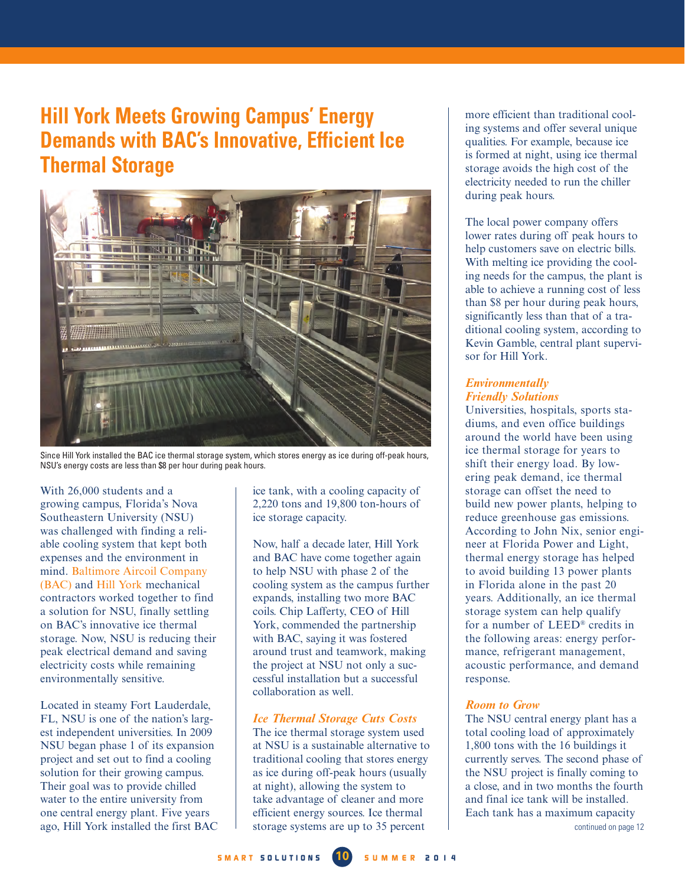# Hill York Meets Growing Campus' Energy Demands with BAC's Innovative, Efficient Ice Thermal Storage

Since Hill York installed the BAC ice thermal storage system, which stores energy as ice during off-peak hours, NSU's energy costs are less than $8 per hour during peak hours.

With 26,000 students and a growing campus, Florida's Nova Southeastern University (NSU) was challenged with finding a reliable cooling system that kept both expenses and the environment in mind. Baltimore Aircoil Company (BAC) and Hill York mechanical contractors worked together to find a solution for NSU, finally settling on BAC's innovative ice thermal storage. Now, NSU is reducing their peak electrical demand and saving electricity costs while remaining environmentally sensitive.

Located in steamy Fort Lauderdale, FL, NSU is one of the nation's largest independent universities. In 2009 NSU began phase 1 of its expansion project and set out to find a cooling solution for their growing campus. Their goal was to provide chilled water to the entire university from one central energy plant. Five years ago, Hill York installed the first BAC ice tank, with a cooling capacity of 2,220 tons and 19,800 ton-hours of ice storage capacity.

Now, half a decade later, Hill York and BAC have come together again to help NSU with phase 2 of the cooling system as the campus further expands, installing two more BAC coils. Chip Lafferty, CEO of Hill York, commended the partnership with BAC, saying it was fostered around trust and teamwork, making the project at NSU not only a successful installation but a successful collaboration as well.

### *Ice Thermal Storage Cuts Costs*

The ice thermal storage system used at NSU is a sustainable alternative to traditional cooling that stores energy as ice during off-peak hours (usually at night), allowing the system to take advantage of cleaner and more efficient energy sources. Ice thermal storage systems are up to 35 percent more efficient than traditional cooling systems and offer several unique qualities. For example, because ice is formed at night, using ice thermal storage avoids the high cost of the electricity needed to run the chiller during peak hours.

The local power company offers lower rates during off peak hours to help customers save on electric bills. With melting ice providing the cooling needs for the campus, the plant is able to achieve a running cost of less than $8 per hour during peak hours, significantly less than that of a traditional cooling system, according to Kevin Gamble, central plant supervisor for Hill York.

### *Environmentally Friendly Solutions*

Universities, hospitals, sports stadiums, and even office buildings around the world have been using ice thermal storage for years to shift their energy load. By lowering peak demand, ice thermal storage can offset the need to build new power plants, helping to reduce greenhouse gas emissions. According to John Nix, senior engineer at Florida Power and Light, thermal energy storage has helped to avoid building 13 power plants in Florida alone in the past 20 years. Additionally, an ice thermal storage system can help qualify for a number of LEED® credits in the following areas: energy performance, refrigerant management, acoustic performance, and demand response.

### *Room to Grow*

The NSU central energy plant has a total cooling load of approximately 1,800 tons with the 16 buildings it currently serves. The second phase of the NSU project is finally coming to a close, and in two months the fourth and final ice tank will be installed. Each tank has a maximum capacity

continued on page 12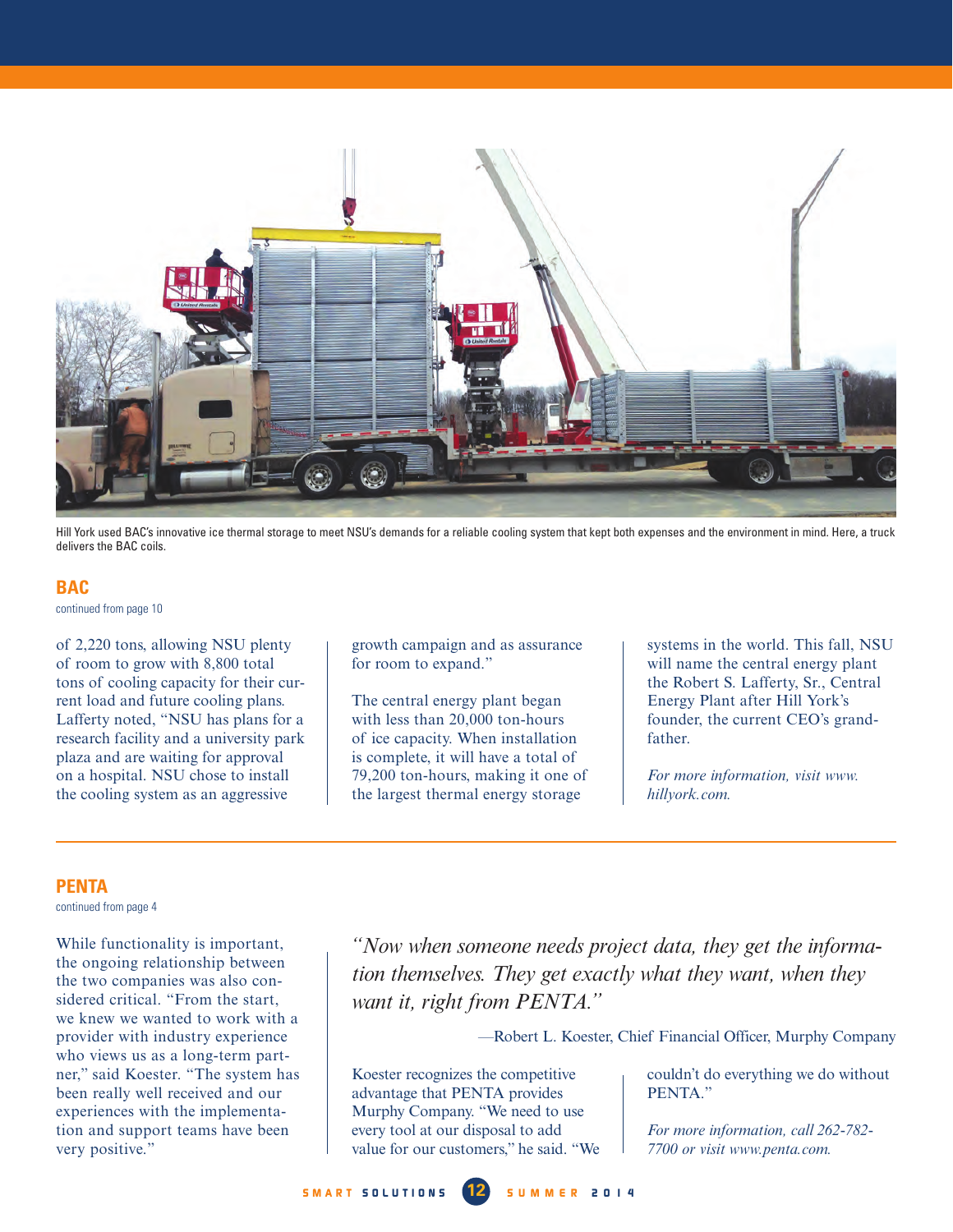Hill York used BAC's innovative ice thermal storage to meet NSU's demands for a reliable cooling system that kept both expenses and the environment in mind. Here, a truck delivers the BAC coils.

## BAC

continued from page 10

of 2,220 tons, allowing NSU plenty of room to grow with 8,800 total tons of cooling capacity for their current load and future cooling plans. Lafferty noted, "NSU has plans for a research facility and a university park plaza and are waiting for approval on a hospital. NSU chose to install the cooling system as an aggressive growth campaign and as assurance for room to expand."

The central energy plant began with less than 20,000 ton-hours of ice capacity. When installation is complete, it will have a total of 79,200 ton-hours, making it one of the largest thermal energy storage systems in the world. This fall, NSU will name the central energy plant the Robert S. Lafferty, Sr., Central Energy Plant after Hill York's founder, the current CEO's grandfather.

*For more information, visit www.hillyork.com.*

## PENTA

continued from page 4

While functionality is important, the ongoing relationship between the two companies was also considered critical. "From the start, we knew we wanted to work with a provider with industry experience who views us as a long-term partner," said Koester. "The system has been really well received and our experiences with the implementation and support teams have been very positive."

*"Now when someone needs project data, they get the information themselves. They get exactly what they want, when they want it, right from PENTA."*

—Robert L. Koester, Chief Financial Officer, Murphy Company

Koester recognizes the competitive advantage that PENTA provides Murphy Company. "We need to use every tool at our disposal to add value for our customers," he said. "We couldn't do everything we do without PENTA."

*For more information, call 262-782-7700 or visit www.penta.com.*